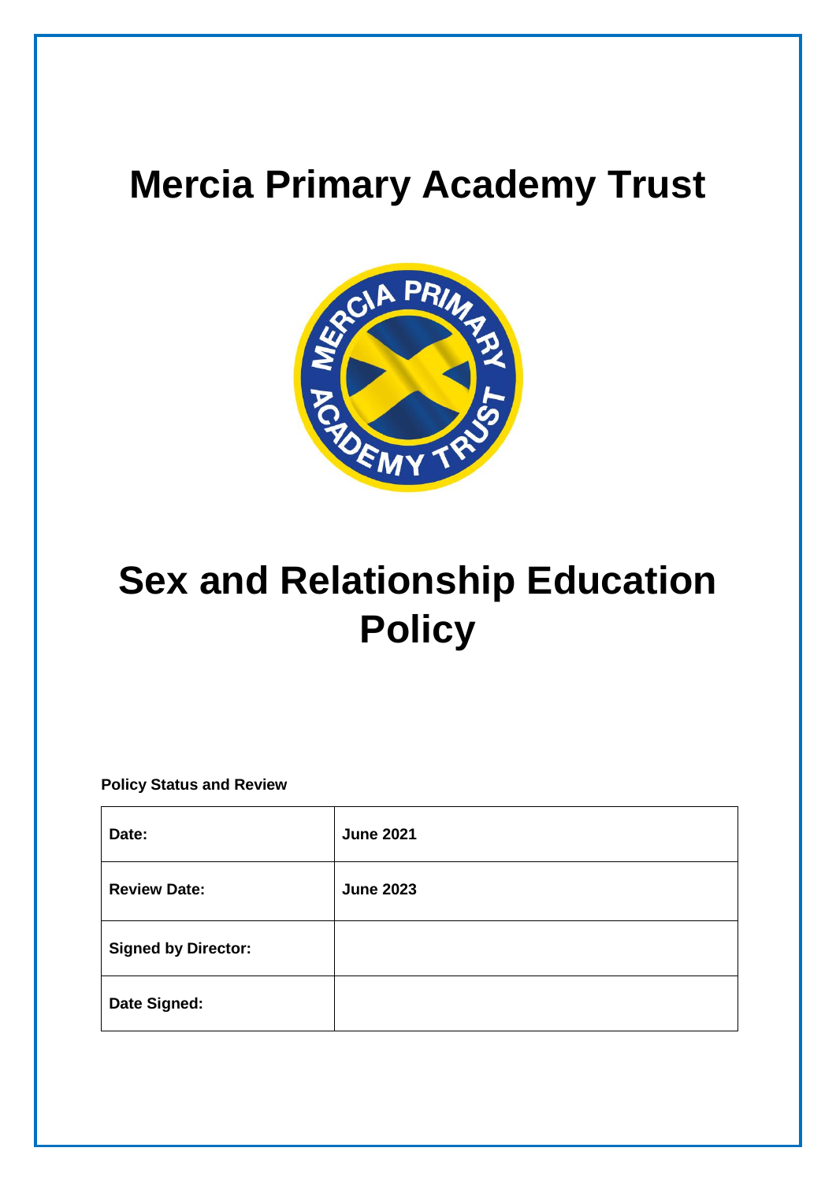# Mercia Primary Academy Trust

# Sex and Relationship Education Policy

**Policy Status and Review**

| **Date:** | **June 2021** |
|---|---|
| **Review Date:** | **June 2023** |
| **Signed by Director:** | |
| **Date Signed:** | |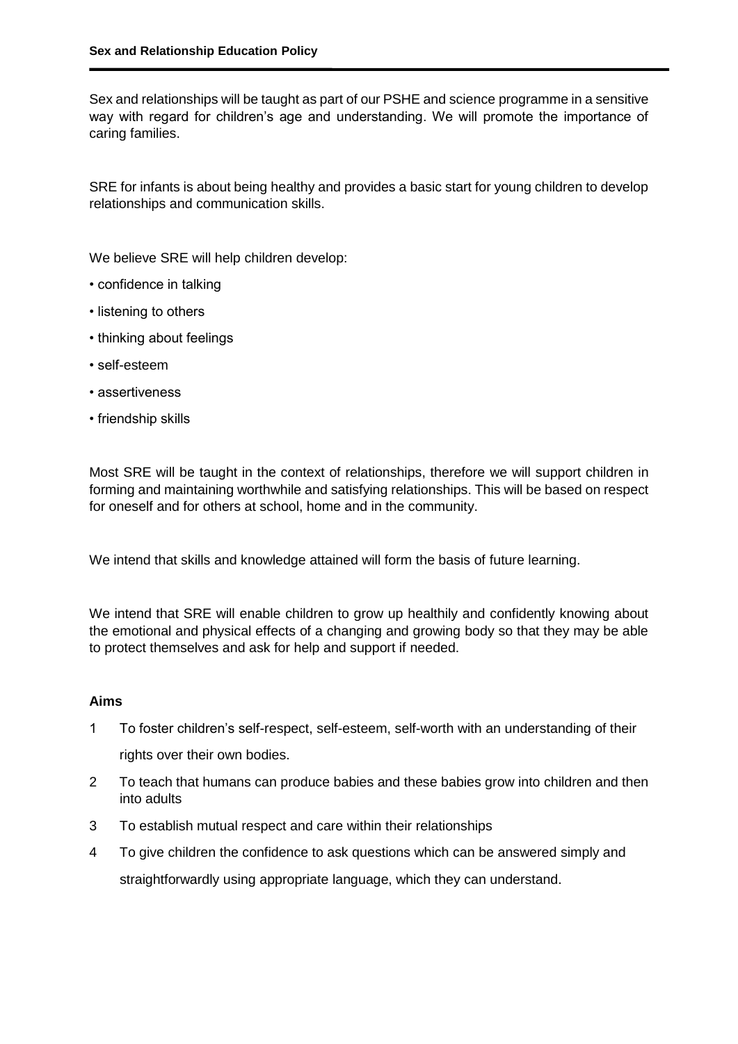Sex and relationships will be taught as part of our PSHE and science programme in a sensitive way with regard for children's age and understanding. We will promote the importance of caring families.

SRE for infants is about being healthy and provides a basic start for young children to develop relationships and communication skills.

We believe SRE will help children develop:

- confidence in talking
- listening to others
- thinking about feelings
- self-esteem
- assertiveness
- friendship skills

Most SRE will be taught in the context of relationships, therefore we will support children in forming and maintaining worthwhile and satisfying relationships. This will be based on respect for oneself and for others at school, home and in the community.

We intend that skills and knowledge attained will form the basis of future learning.

We intend that SRE will enable children to grow up healthily and confidently knowing about the emotional and physical effects of a changing and growing body so that they may be able to protect themselves and ask for help and support if needed.

**Aims**

1. To foster children's self-respect, self-esteem, self-worth with an understanding of their rights over their own bodies.
2. To teach that humans can produce babies and these babies grow into children and then into adults
3. To establish mutual respect and care within their relationships
4. To give children the confidence to ask questions which can be answered simply and straightforwardly using appropriate language, which they can understand.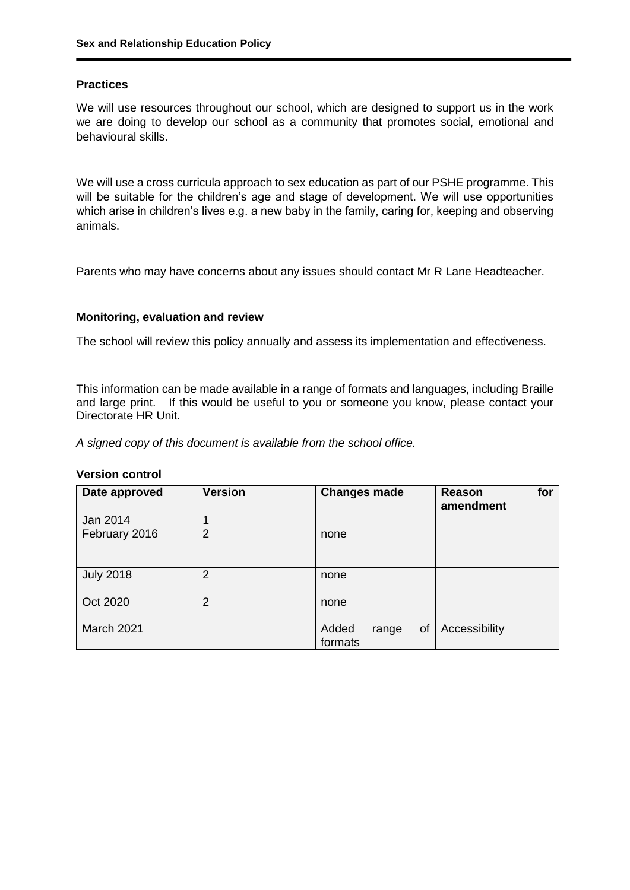## Practices

We will use resources throughout our school, which are designed to support us in the work we are doing to develop our school as a community that promotes social, emotional and behavioural skills.

We will use a cross curricula approach to sex education as part of our PSHE programme. This will be suitable for the children's age and stage of development. We will use opportunities which arise in children's lives e.g. a new baby in the family, caring for, keeping and observing animals.

Parents who may have concerns about any issues should contact Mr R Lane Headteacher.

## Monitoring, evaluation and review

The school will review this policy annually and assess its implementation and effectiveness.

This information can be made available in a range of formats and languages, including Braille and large print. If this would be useful to you or someone you know, please contact your Directorate HR Unit.

*A signed copy of this document is available from the school office.*

**Version control**

| Date approved | Version | Changes made | Reason for amendment |
|---|---|---|---|
| Jan 2014 | 1 | | |
| February 2016 | 2 | none | |
| July 2018 | 2 | none | |
| Oct 2020 | 2 | none | |
| March 2021 | | Added range of formats | Accessibility |